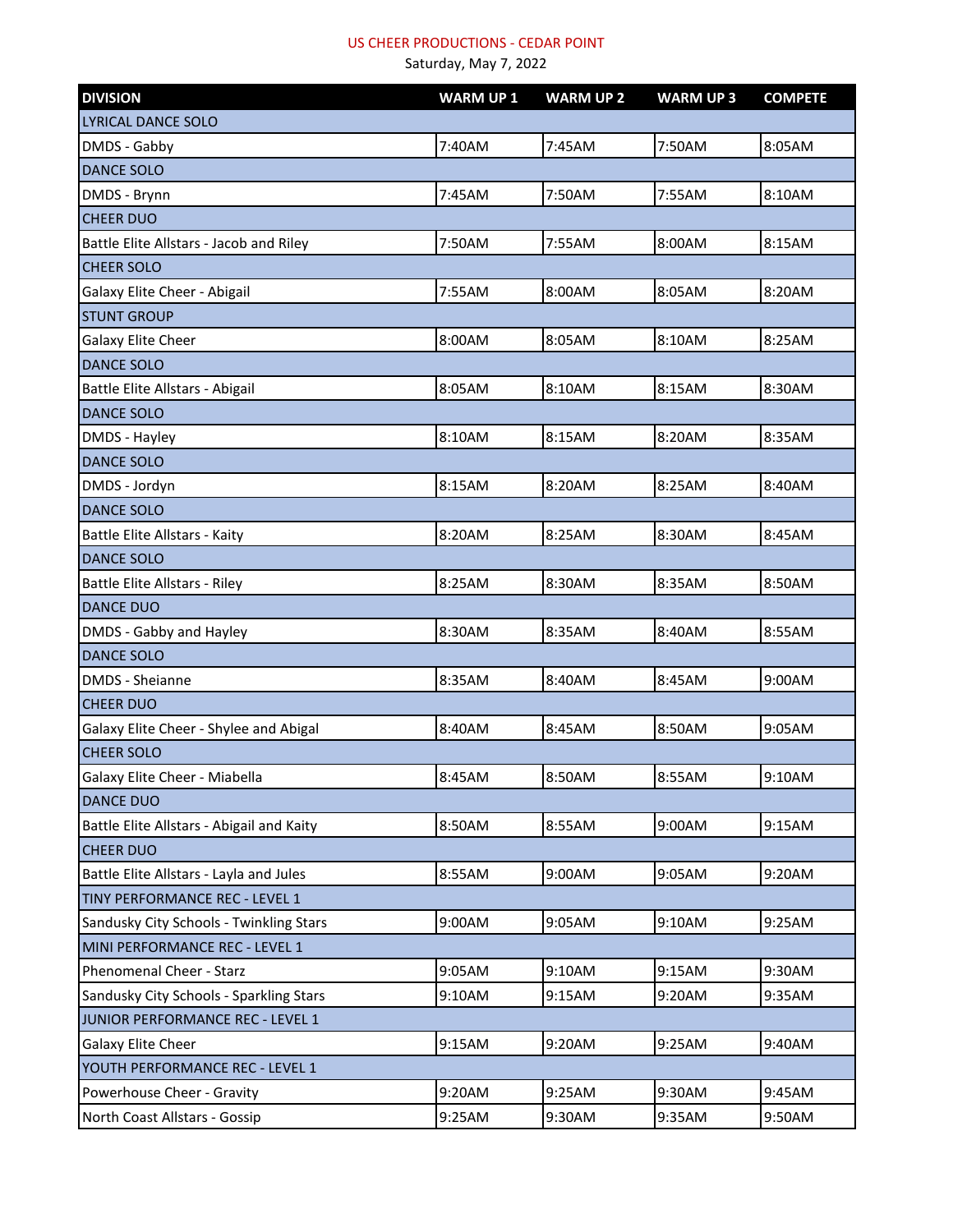# US CHEER PRODUCTIONS - CEDAR POINT

Saturday, May 7, 2022

| DIVISION | WARM UP 1 | WARM UP 2 | WARM UP 3 | COMPETE |
|---|---|---|---|---|
| LYRICAL DANCE SOLO | | | | |
| DMDS - Gabby | 7:40AM | 7:45AM | 7:50AM | 8:05AM |
| DANCE SOLO | | | | |
| DMDS - Brynn | 7:45AM | 7:50AM | 7:55AM | 8:10AM |
| CHEER DUO | | | | |
| Battle Elite Allstars - Jacob and Riley | 7:50AM | 7:55AM | 8:00AM | 8:15AM |
| CHEER SOLO | | | | |
| Galaxy Elite Cheer - Abigail | 7:55AM | 8:00AM | 8:05AM | 8:20AM |
| STUNT GROUP | | | | |
| Galaxy Elite Cheer | 8:00AM | 8:05AM | 8:10AM | 8:25AM |
| DANCE SOLO | | | | |
| Battle Elite Allstars - Abigail | 8:05AM | 8:10AM | 8:15AM | 8:30AM |
| DANCE SOLO | | | | |
| DMDS - Hayley | 8:10AM | 8:15AM | 8:20AM | 8:35AM |
| DANCE SOLO | | | | |
| DMDS - Jordyn | 8:15AM | 8:20AM | 8:25AM | 8:40AM |
| DANCE SOLO | | | | |
| Battle Elite Allstars - Kaity | 8:20AM | 8:25AM | 8:30AM | 8:45AM |
| DANCE SOLO | | | | |
| Battle Elite Allstars - Riley | 8:25AM | 8:30AM | 8:35AM | 8:50AM |
| DANCE DUO | | | | |
| DMDS - Gabby and Hayley | 8:30AM | 8:35AM | 8:40AM | 8:55AM |
| DANCE SOLO | | | | |
| DMDS - Sheianne | 8:35AM | 8:40AM | 8:45AM | 9:00AM |
| CHEER DUO | | | | |
| Galaxy Elite Cheer - Shylee and Abigal | 8:40AM | 8:45AM | 8:50AM | 9:05AM |
| CHEER SOLO | | | | |
| Galaxy Elite Cheer - Miabella | 8:45AM | 8:50AM | 8:55AM | 9:10AM |
| DANCE DUO | | | | |
| Battle Elite Allstars - Abigail and Kaity | 8:50AM | 8:55AM | 9:00AM | 9:15AM |
| CHEER DUO | | | | |
| Battle Elite Allstars - Layla and Jules | 8:55AM | 9:00AM | 9:05AM | 9:20AM |
| TINY PERFORMANCE REC - LEVEL 1 | | | | |
| Sandusky City Schools - Twinkling Stars | 9:00AM | 9:05AM | 9:10AM | 9:25AM |
| MINI PERFORMANCE REC - LEVEL 1 | | | | |
| Phenomenal Cheer - Starz | 9:05AM | 9:10AM | 9:15AM | 9:30AM |
| Sandusky City Schools - Sparkling Stars | 9:10AM | 9:15AM | 9:20AM | 9:35AM |
| JUNIOR PERFORMANCE REC - LEVEL 1 | | | | |
| Galaxy Elite Cheer | 9:15AM | 9:20AM | 9:25AM | 9:40AM |
| YOUTH PERFORMANCE REC - LEVEL 1 | | | | |
| Powerhouse Cheer - Gravity | 9:20AM | 9:25AM | 9:30AM | 9:45AM |
| North Coast Allstars - Gossip | 9:25AM | 9:30AM | 9:35AM | 9:50AM |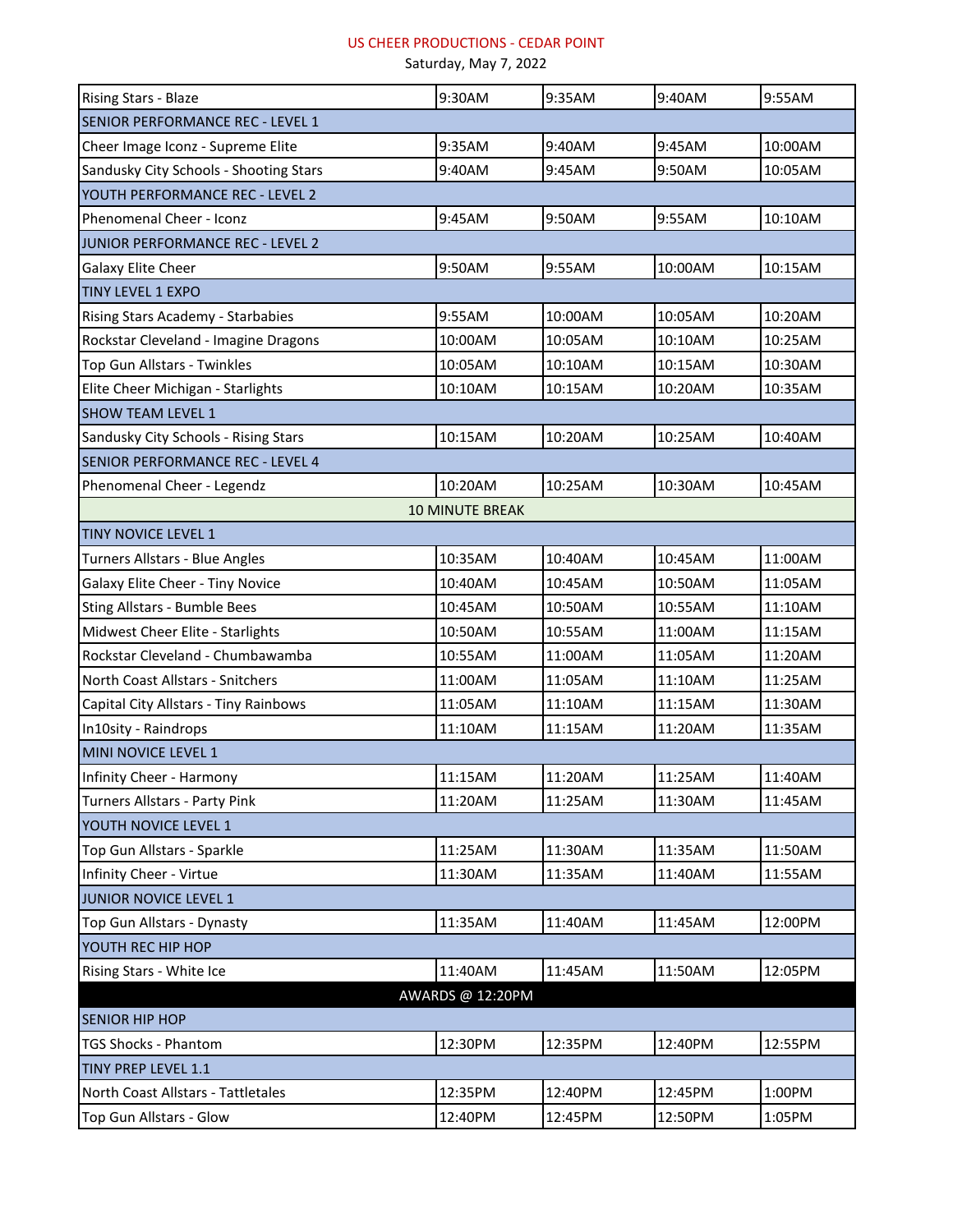US CHEER PRODUCTIONS - CEDAR POINT

Saturday, May 7, 2022

| | | | | |
|---|---|---|---|---|
| Rising Stars - Blaze | 9:30AM | 9:35AM | 9:40AM | 9:55AM |
| SENIOR PERFORMANCE REC - LEVEL 1 | | | | |
| Cheer Image Iconz - Supreme Elite | 9:35AM | 9:40AM | 9:45AM | 10:00AM |
| Sandusky City Schools - Shooting Stars | 9:40AM | 9:45AM | 9:50AM | 10:05AM |
| YOUTH PERFORMANCE REC - LEVEL 2 | | | | |
| Phenomenal Cheer - Iconz | 9:45AM | 9:50AM | 9:55AM | 10:10AM |
| JUNIOR PERFORMANCE REC - LEVEL 2 | | | | |
| Galaxy Elite Cheer | 9:50AM | 9:55AM | 10:00AM | 10:15AM |
| TINY LEVEL 1 EXPO | | | | |
| Rising Stars Academy - Starbabies | 9:55AM | 10:00AM | 10:05AM | 10:20AM |
| Rockstar Cleveland - Imagine Dragons | 10:00AM | 10:05AM | 10:10AM | 10:25AM |
| Top Gun Allstars - Twinkles | 10:05AM | 10:10AM | 10:15AM | 10:30AM |
| Elite Cheer Michigan - Starlights | 10:10AM | 10:15AM | 10:20AM | 10:35AM |
| SHOW TEAM LEVEL 1 | | | | |
| Sandusky City Schools - Rising Stars | 10:15AM | 10:20AM | 10:25AM | 10:40AM |
| SENIOR PERFORMANCE REC - LEVEL 4 | | | | |
| Phenomenal Cheer - Legendz | 10:20AM | 10:25AM | 10:30AM | 10:45AM |
| 10 MINUTE BREAK | | | | |
| TINY NOVICE LEVEL 1 | | | | |
| Turners Allstars - Blue Angles | 10:35AM | 10:40AM | 10:45AM | 11:00AM |
| Galaxy Elite Cheer - Tiny Novice | 10:40AM | 10:45AM | 10:50AM | 11:05AM |
| Sting Allstars - Bumble Bees | 10:45AM | 10:50AM | 10:55AM | 11:10AM |
| Midwest Cheer Elite - Starlights | 10:50AM | 10:55AM | 11:00AM | 11:15AM |
| Rockstar Cleveland - Chumbawamba | 10:55AM | 11:00AM | 11:05AM | 11:20AM |
| North Coast Allstars - Snitchers | 11:00AM | 11:05AM | 11:10AM | 11:25AM |
| Capital City Allstars - Tiny Rainbows | 11:05AM | 11:10AM | 11:15AM | 11:30AM |
| In10sity - Raindrops | 11:10AM | 11:15AM | 11:20AM | 11:35AM |
| MINI NOVICE LEVEL 1 | | | | |
| Infinity Cheer - Harmony | 11:15AM | 11:20AM | 11:25AM | 11:40AM |
| Turners Allstars - Party Pink | 11:20AM | 11:25AM | 11:30AM | 11:45AM |
| YOUTH NOVICE LEVEL 1 | | | | |
| Top Gun Allstars - Sparkle | 11:25AM | 11:30AM | 11:35AM | 11:50AM |
| Infinity Cheer - Virtue | 11:30AM | 11:35AM | 11:40AM | 11:55AM |
| JUNIOR NOVICE LEVEL 1 | | | | |
| Top Gun Allstars - Dynasty | 11:35AM | 11:40AM | 11:45AM | 12:00PM |
| YOUTH REC HIP HOP | | | | |
| Rising Stars - White Ice | 11:40AM | 11:45AM | 11:50AM | 12:05PM |
| AWARDS @ 12:20PM | | | | |
| SENIOR HIP HOP | | | | |
| TGS Shocks - Phantom | 12:30PM | 12:35PM | 12:40PM | 12:55PM |
| TINY PREP LEVEL 1.1 | | | | |
| North Coast Allstars - Tattletales | 12:35PM | 12:40PM | 12:45PM | 1:00PM |
| Top Gun Allstars - Glow | 12:40PM | 12:45PM | 12:50PM | 1:05PM |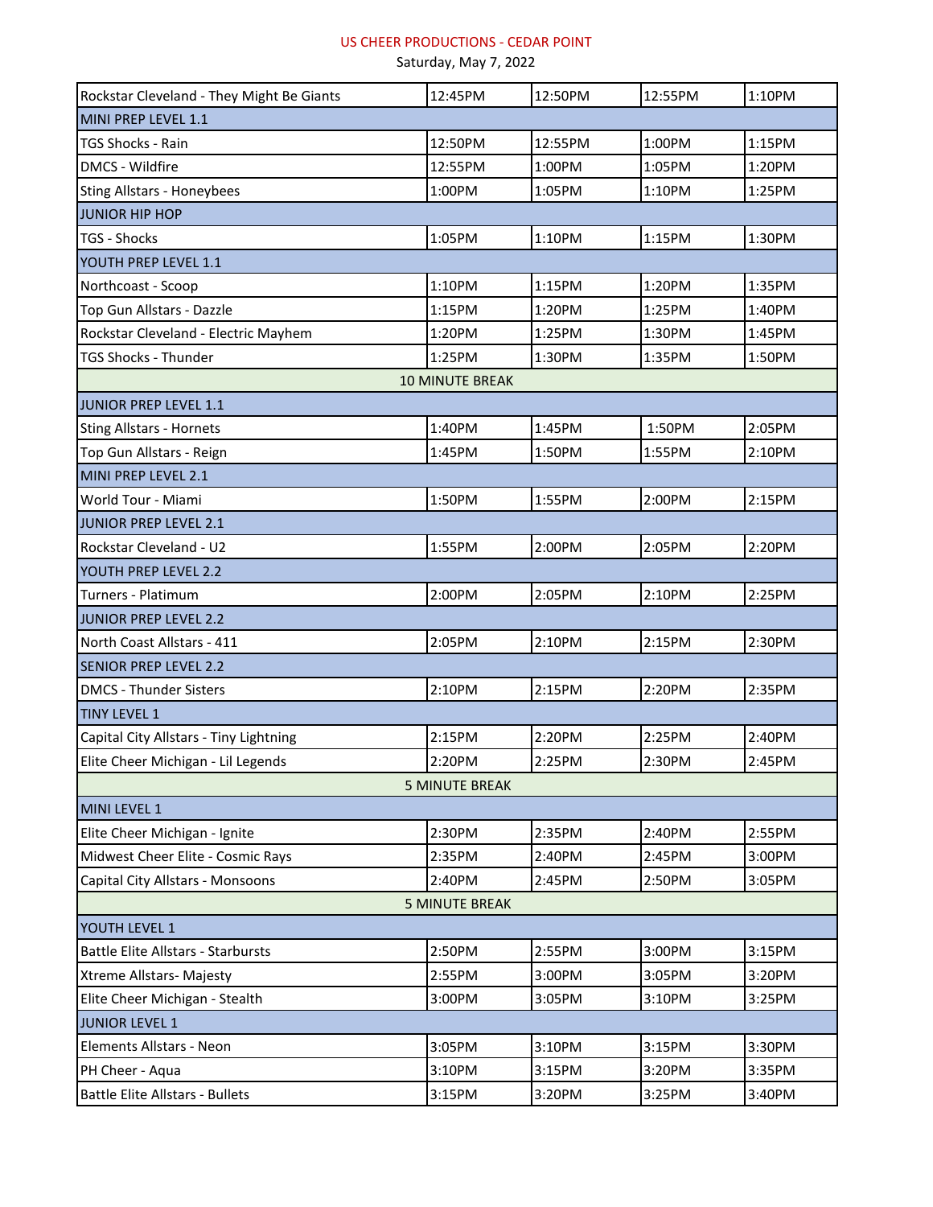US CHEER PRODUCTIONS - CEDAR POINT

Saturday, May 7, 2022

| | | | | |
|---|---|---|---|---|
| Rockstar Cleveland - They Might Be Giants | 12:45PM | 12:50PM | 12:55PM | 1:10PM |
| MINI PREP LEVEL 1.1 | | | | |
| TGS Shocks - Rain | 12:50PM | 12:55PM | 1:00PM | 1:15PM |
| DMCS - Wildfire | 12:55PM | 1:00PM | 1:05PM | 1:20PM |
| Sting Allstars - Honeybees | 1:00PM | 1:05PM | 1:10PM | 1:25PM |
| JUNIOR HIP HOP | | | | |
| TGS - Shocks | 1:05PM | 1:10PM | 1:15PM | 1:30PM |
| YOUTH PREP LEVEL 1.1 | | | | |
| Northcoast - Scoop | 1:10PM | 1:15PM | 1:20PM | 1:35PM |
| Top Gun Allstars - Dazzle | 1:15PM | 1:20PM | 1:25PM | 1:40PM |
| Rockstar Cleveland - Electric Mayhem | 1:20PM | 1:25PM | 1:30PM | 1:45PM |
| TGS Shocks - Thunder | 1:25PM | 1:30PM | 1:35PM | 1:50PM |
| 10 MINUTE BREAK | | | | |
| JUNIOR PREP LEVEL 1.1 | | | | |
| Sting Allstars - Hornets | 1:40PM | 1:45PM | 1:50PM | 2:05PM |
| Top Gun Allstars - Reign | 1:45PM | 1:50PM | 1:55PM | 2:10PM |
| MINI PREP LEVEL 2.1 | | | | |
| World Tour - Miami | 1:50PM | 1:55PM | 2:00PM | 2:15PM |
| JUNIOR PREP LEVEL 2.1 | | | | |
| Rockstar Cleveland - U2 | 1:55PM | 2:00PM | 2:05PM | 2:20PM |
| YOUTH PREP LEVEL 2.2 | | | | |
| Turners - Platimum | 2:00PM | 2:05PM | 2:10PM | 2:25PM |
| JUNIOR PREP LEVEL 2.2 | | | | |
| North Coast Allstars - 411 | 2:05PM | 2:10PM | 2:15PM | 2:30PM |
| SENIOR PREP LEVEL 2.2 | | | | |
| DMCS - Thunder Sisters | 2:10PM | 2:15PM | 2:20PM | 2:35PM |
| TINY LEVEL 1 | | | | |
| Capital City Allstars - Tiny Lightning | 2:15PM | 2:20PM | 2:25PM | 2:40PM |
| Elite Cheer Michigan - Lil Legends | 2:20PM | 2:25PM | 2:30PM | 2:45PM |
| 5 MINUTE BREAK | | | | |
| MINI LEVEL 1 | | | | |
| Elite Cheer Michigan - Ignite | 2:30PM | 2:35PM | 2:40PM | 2:55PM |
| Midwest Cheer Elite - Cosmic Rays | 2:35PM | 2:40PM | 2:45PM | 3:00PM |
| Capital City Allstars - Monsoons | 2:40PM | 2:45PM | 2:50PM | 3:05PM |
| 5 MINUTE BREAK | | | | |
| YOUTH LEVEL 1 | | | | |
| Battle Elite Allstars - Starbursts | 2:50PM | 2:55PM | 3:00PM | 3:15PM |
| Xtreme Allstars- Majesty | 2:55PM | 3:00PM | 3:05PM | 3:20PM |
| Elite Cheer Michigan - Stealth | 3:00PM | 3:05PM | 3:10PM | 3:25PM |
| JUNIOR LEVEL 1 | | | | |
| Elements Allstars - Neon | 3:05PM | 3:10PM | 3:15PM | 3:30PM |
| PH Cheer - Aqua | 3:10PM | 3:15PM | 3:20PM | 3:35PM |
| Battle Elite Allstars - Bullets | 3:15PM | 3:20PM | 3:25PM | 3:40PM |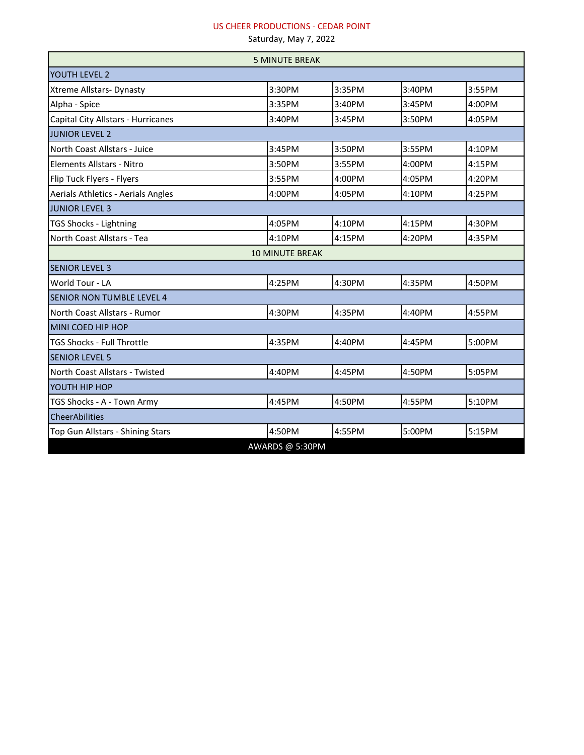US CHEER PRODUCTIONS - CEDAR POINT

Saturday, May 7, 2022

| | | | | |
|---|---|---|---|---|
| 5 MINUTE BREAK | | | | |
| YOUTH LEVEL 2 | | | | |
| Xtreme Allstars- Dynasty | 3:30PM | 3:35PM | 3:40PM | 3:55PM |
| Alpha - Spice | 3:35PM | 3:40PM | 3:45PM | 4:00PM |
| Capital City Allstars - Hurricanes | 3:40PM | 3:45PM | 3:50PM | 4:05PM |
| JUNIOR LEVEL 2 | | | | |
| North Coast Allstars - Juice | 3:45PM | 3:50PM | 3:55PM | 4:10PM |
| Elements Allstars - Nitro | 3:50PM | 3:55PM | 4:00PM | 4:15PM |
| Flip Tuck Flyers - Flyers | 3:55PM | 4:00PM | 4:05PM | 4:20PM |
| Aerials Athletics - Aerials Angles | 4:00PM | 4:05PM | 4:10PM | 4:25PM |
| JUNIOR LEVEL 3 | | | | |
| TGS Shocks - Lightning | 4:05PM | 4:10PM | 4:15PM | 4:30PM |
| North Coast Allstars - Tea | 4:10PM | 4:15PM | 4:20PM | 4:35PM |
| 10 MINUTE BREAK | | | | |
| SENIOR LEVEL 3 | | | | |
| World Tour - LA | 4:25PM | 4:30PM | 4:35PM | 4:50PM |
| SENIOR NON TUMBLE LEVEL 4 | | | | |
| North Coast Allstars - Rumor | 4:30PM | 4:35PM | 4:40PM | 4:55PM |
| MINI COED HIP HOP | | | | |
| TGS Shocks - Full Throttle | 4:35PM | 4:40PM | 4:45PM | 5:00PM |
| SENIOR LEVEL 5 | | | | |
| North Coast Allstars - Twisted | 4:40PM | 4:45PM | 4:50PM | 5:05PM |
| YOUTH HIP HOP | | | | |
| TGS Shocks - A - Town Army | 4:45PM | 4:50PM | 4:55PM | 5:10PM |
| CheerAbilities | | | | |
| Top Gun Allstars - Shining Stars | 4:50PM | 4:55PM | 5:00PM | 5:15PM |
| AWARDS @ 5:30PM | | | | |